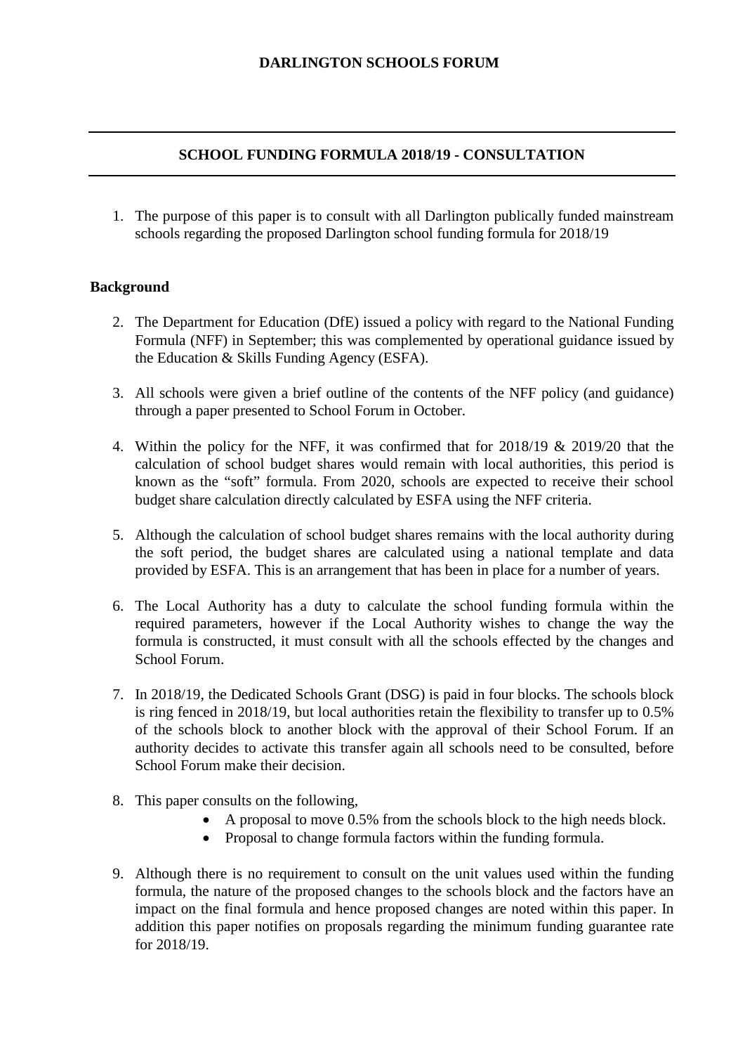# DARLINGTON SCHOOLS FORUM

## SCHOOL FUNDING FORMULA 2018/19 - CONSULTATION

1. The purpose of this paper is to consult with all Darlington publically funded mainstream schools regarding the proposed Darlington school funding formula for 2018/19

### Background

2. The Department for Education (DfE) issued a policy with regard to the National Funding Formula (NFF) in September; this was complemented by operational guidance issued by the Education & Skills Funding Agency (ESFA).

3. All schools were given a brief outline of the contents of the NFF policy (and guidance) through a paper presented to School Forum in October.

4. Within the policy for the NFF, it was confirmed that for 2018/19 & 2019/20 that the calculation of school budget shares would remain with local authorities, this period is known as the "soft" formula. From 2020, schools are expected to receive their school budget share calculation directly calculated by ESFA using the NFF criteria.

5. Although the calculation of school budget shares remains with the local authority during the soft period, the budget shares are calculated using a national template and data provided by ESFA. This is an arrangement that has been in place for a number of years.

6. The Local Authority has a duty to calculate the school funding formula within the required parameters, however if the Local Authority wishes to change the way the formula is constructed, it must consult with all the schools effected by the changes and School Forum.

7. In 2018/19, the Dedicated Schools Grant (DSG) is paid in four blocks. The schools block is ring fenced in 2018/19, but local authorities retain the flexibility to transfer up to 0.5% of the schools block to another block with the approval of their School Forum. If an authority decides to activate this transfer again all schools need to be consulted, before School Forum make their decision.

8. This paper consults on the following,
   - A proposal to move 0.5% from the schools block to the high needs block.
   - Proposal to change formula factors within the funding formula.

9. Although there is no requirement to consult on the unit values used within the funding formula, the nature of the proposed changes to the schools block and the factors have an impact on the final formula and hence proposed changes are noted within this paper. In addition this paper notifies on proposals regarding the minimum funding guarantee rate for 2018/19.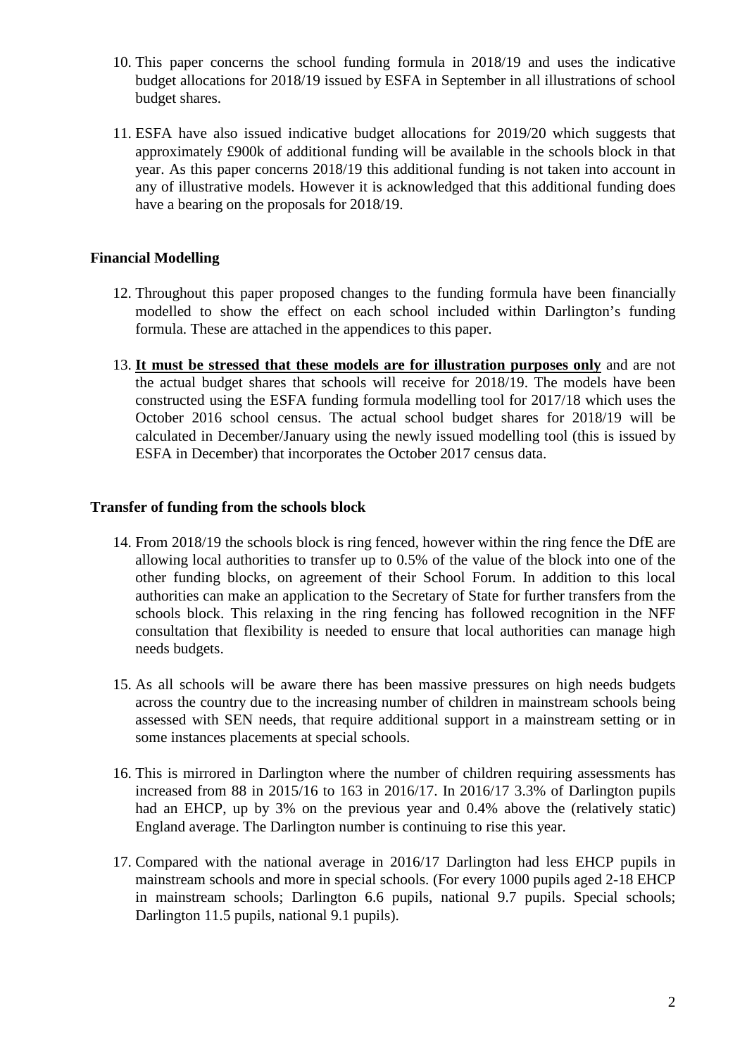10. This paper concerns the school funding formula in 2018/19 and uses the indicative budget allocations for 2018/19 issued by ESFA in September in all illustrations of school budget shares.

11. ESFA have also issued indicative budget allocations for 2019/20 which suggests that approximately £900k of additional funding will be available in the schools block in that year. As this paper concerns 2018/19 this additional funding is not taken into account in any of illustrative models. However it is acknowledged that this additional funding does have a bearing on the proposals for 2018/19.

**Financial Modelling**

12. Throughout this paper proposed changes to the funding formula have been financially modelled to show the effect on each school included within Darlington's funding formula. These are attached in the appendices to this paper.

13. **It must be stressed that these models are for illustration purposes only** and are not the actual budget shares that schools will receive for 2018/19. The models have been constructed using the ESFA funding formula modelling tool for 2017/18 which uses the October 2016 school census. The actual school budget shares for 2018/19 will be calculated in December/January using the newly issued modelling tool (this is issued by ESFA in December) that incorporates the October 2017 census data.

**Transfer of funding from the schools block**

14. From 2018/19 the schools block is ring fenced, however within the ring fence the DfE are allowing local authorities to transfer up to 0.5% of the value of the block into one of the other funding blocks, on agreement of their School Forum. In addition to this local authorities can make an application to the Secretary of State for further transfers from the schools block. This relaxing in the ring fencing has followed recognition in the NFF consultation that flexibility is needed to ensure that local authorities can manage high needs budgets.

15. As all schools will be aware there has been massive pressures on high needs budgets across the country due to the increasing number of children in mainstream schools being assessed with SEN needs, that require additional support in a mainstream setting or in some instances placements at special schools.

16. This is mirrored in Darlington where the number of children requiring assessments has increased from 88 in 2015/16 to 163 in 2016/17. In 2016/17 3.3% of Darlington pupils had an EHCP, up by 3% on the previous year and 0.4% above the (relatively static) England average. The Darlington number is continuing to rise this year.

17. Compared with the national average in 2016/17 Darlington had less EHCP pupils in mainstream schools and more in special schools. (For every 1000 pupils aged 2-18 EHCP in mainstream schools; Darlington 6.6 pupils, national 9.7 pupils. Special schools; Darlington 11.5 pupils, national 9.1 pupils).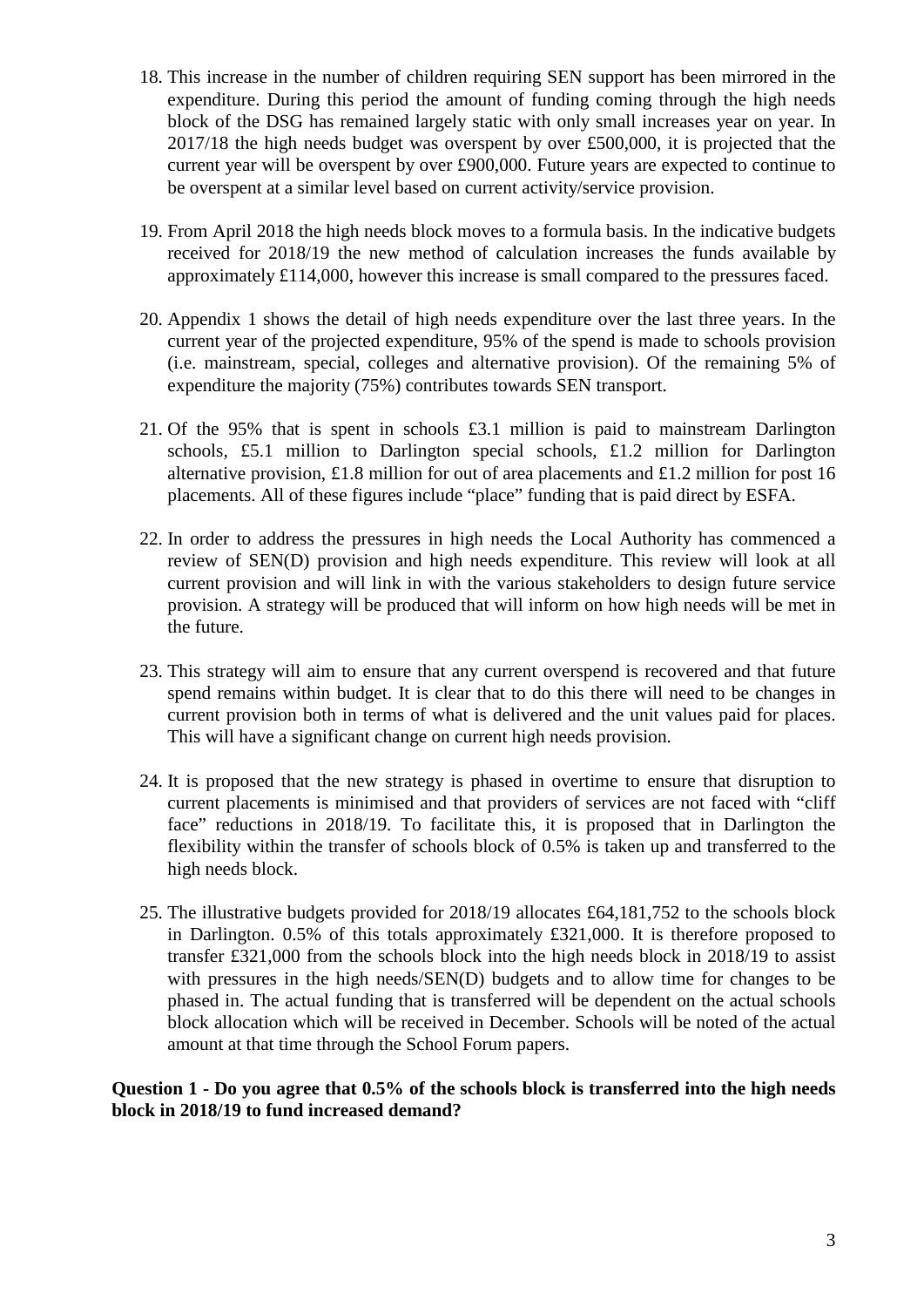18. This increase in the number of children requiring SEN support has been mirrored in the expenditure. During this period the amount of funding coming through the high needs block of the DSG has remained largely static with only small increases year on year. In 2017/18 the high needs budget was overspent by over £500,000, it is projected that the current year will be overspent by over £900,000. Future years are expected to continue to be overspent at a similar level based on current activity/service provision.

19. From April 2018 the high needs block moves to a formula basis. In the indicative budgets received for 2018/19 the new method of calculation increases the funds available by approximately £114,000, however this increase is small compared to the pressures faced.

20. Appendix 1 shows the detail of high needs expenditure over the last three years. In the current year of the projected expenditure, 95% of the spend is made to schools provision (i.e. mainstream, special, colleges and alternative provision). Of the remaining 5% of expenditure the majority (75%) contributes towards SEN transport.

21. Of the 95% that is spent in schools £3.1 million is paid to mainstream Darlington schools, £5.1 million to Darlington special schools, £1.2 million for Darlington alternative provision, £1.8 million for out of area placements and £1.2 million for post 16 placements. All of these figures include "place" funding that is paid direct by ESFA.

22. In order to address the pressures in high needs the Local Authority has commenced a review of SEN(D) provision and high needs expenditure. This review will look at all current provision and will link in with the various stakeholders to design future service provision. A strategy will be produced that will inform on how high needs will be met in the future.

23. This strategy will aim to ensure that any current overspend is recovered and that future spend remains within budget. It is clear that to do this there will need to be changes in current provision both in terms of what is delivered and the unit values paid for places. This will have a significant change on current high needs provision.

24. It is proposed that the new strategy is phased in overtime to ensure that disruption to current placements is minimised and that providers of services are not faced with "cliff face" reductions in 2018/19. To facilitate this, it is proposed that in Darlington the flexibility within the transfer of schools block of 0.5% is taken up and transferred to the high needs block.

25. The illustrative budgets provided for 2018/19 allocates £64,181,752 to the schools block in Darlington. 0.5% of this totals approximately £321,000. It is therefore proposed to transfer £321,000 from the schools block into the high needs block in 2018/19 to assist with pressures in the high needs/SEN(D) budgets and to allow time for changes to be phased in. The actual funding that is transferred will be dependent on the actual schools block allocation which will be received in December. Schools will be noted of the actual amount at that time through the School Forum papers.

**Question 1 - Do you agree that 0.5% of the schools block is transferred into the high needs block in 2018/19 to fund increased demand?**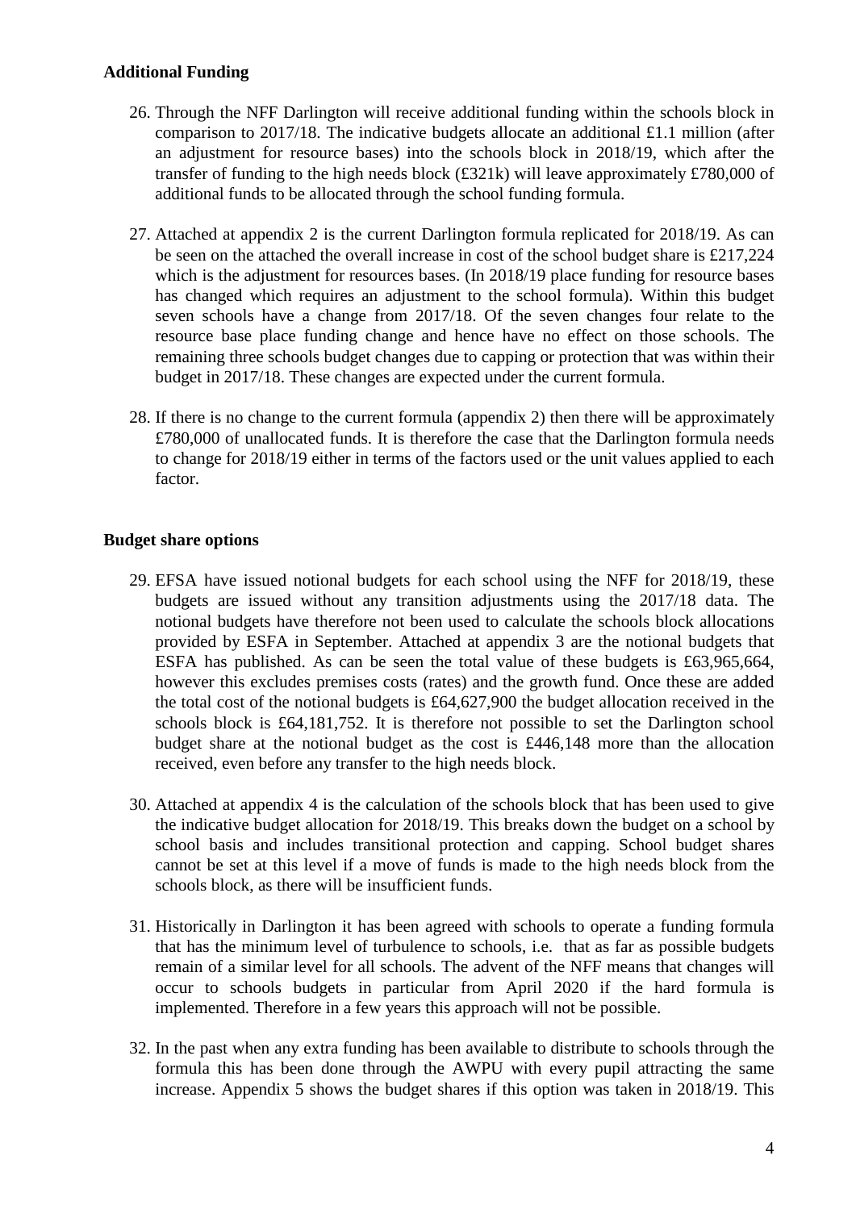**Additional Funding**

26. Through the NFF Darlington will receive additional funding within the schools block in comparison to 2017/18. The indicative budgets allocate an additional £1.1 million (after an adjustment for resource bases) into the schools block in 2018/19, which after the transfer of funding to the high needs block (£321k) will leave approximately £780,000 of additional funds to be allocated through the school funding formula.

27. Attached at appendix 2 is the current Darlington formula replicated for 2018/19. As can be seen on the attached the overall increase in cost of the school budget share is £217,224 which is the adjustment for resources bases. (In 2018/19 place funding for resource bases has changed which requires an adjustment to the school formula). Within this budget seven schools have a change from 2017/18. Of the seven changes four relate to the resource base place funding change and hence have no effect on those schools. The remaining three schools budget changes due to capping or protection that was within their budget in 2017/18. These changes are expected under the current formula.

28. If there is no change to the current formula (appendix 2) then there will be approximately £780,000 of unallocated funds. It is therefore the case that the Darlington formula needs to change for 2018/19 either in terms of the factors used or the unit values applied to each factor.

**Budget share options**

29. EFSA have issued notional budgets for each school using the NFF for 2018/19, these budgets are issued without any transition adjustments using the 2017/18 data. The notional budgets have therefore not been used to calculate the schools block allocations provided by ESFA in September. Attached at appendix 3 are the notional budgets that ESFA has published. As can be seen the total value of these budgets is £63,965,664, however this excludes premises costs (rates) and the growth fund. Once these are added the total cost of the notional budgets is £64,627,900 the budget allocation received in the schools block is £64,181,752. It is therefore not possible to set the Darlington school budget share at the notional budget as the cost is £446,148 more than the allocation received, even before any transfer to the high needs block.

30. Attached at appendix 4 is the calculation of the schools block that has been used to give the indicative budget allocation for 2018/19. This breaks down the budget on a school by school basis and includes transitional protection and capping. School budget shares cannot be set at this level if a move of funds is made to the high needs block from the schools block, as there will be insufficient funds.

31. Historically in Darlington it has been agreed with schools to operate a funding formula that has the minimum level of turbulence to schools, i.e. that as far as possible budgets remain of a similar level for all schools. The advent of the NFF means that changes will occur to schools budgets in particular from April 2020 if the hard formula is implemented. Therefore in a few years this approach will not be possible.

32. In the past when any extra funding has been available to distribute to schools through the formula this has been done through the AWPU with every pupil attracting the same increase. Appendix 5 shows the budget shares if this option was taken in 2018/19. This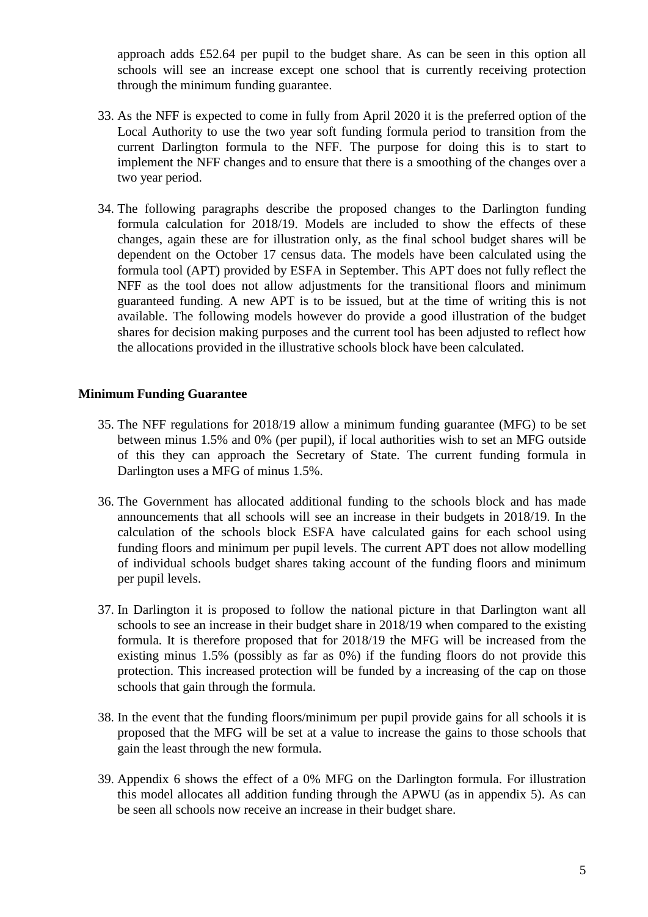approach adds £52.64 per pupil to the budget share. As can be seen in this option all schools will see an increase except one school that is currently receiving protection through the minimum funding guarantee.

33. As the NFF is expected to come in fully from April 2020 it is the preferred option of the Local Authority to use the two year soft funding formula period to transition from the current Darlington formula to the NFF. The purpose for doing this is to start to implement the NFF changes and to ensure that there is a smoothing of the changes over a two year period.

34. The following paragraphs describe the proposed changes to the Darlington funding formula calculation for 2018/19. Models are included to show the effects of these changes, again these are for illustration only, as the final school budget shares will be dependent on the October 17 census data. The models have been calculated using the formula tool (APT) provided by ESFA in September. This APT does not fully reflect the NFF as the tool does not allow adjustments for the transitional floors and minimum guaranteed funding. A new APT is to be issued, but at the time of writing this is not available. The following models however do provide a good illustration of the budget shares for decision making purposes and the current tool has been adjusted to reflect how the allocations provided in the illustrative schools block have been calculated.

**Minimum Funding Guarantee**

35. The NFF regulations for 2018/19 allow a minimum funding guarantee (MFG) to be set between minus 1.5% and 0% (per pupil), if local authorities wish to set an MFG outside of this they can approach the Secretary of State. The current funding formula in Darlington uses a MFG of minus 1.5%.

36. The Government has allocated additional funding to the schools block and has made announcements that all schools will see an increase in their budgets in 2018/19. In the calculation of the schools block ESFA have calculated gains for each school using funding floors and minimum per pupil levels. The current APT does not allow modelling of individual schools budget shares taking account of the funding floors and minimum per pupil levels.

37. In Darlington it is proposed to follow the national picture in that Darlington want all schools to see an increase in their budget share in 2018/19 when compared to the existing formula. It is therefore proposed that for 2018/19 the MFG will be increased from the existing minus 1.5% (possibly as far as 0%) if the funding floors do not provide this protection. This increased protection will be funded by a increasing of the cap on those schools that gain through the formula.

38. In the event that the funding floors/minimum per pupil provide gains for all schools it is proposed that the MFG will be set at a value to increase the gains to those schools that gain the least through the new formula.

39. Appendix 6 shows the effect of a 0% MFG on the Darlington formula. For illustration this model allocates all addition funding through the APWU (as in appendix 5). As can be seen all schools now receive an increase in their budget share.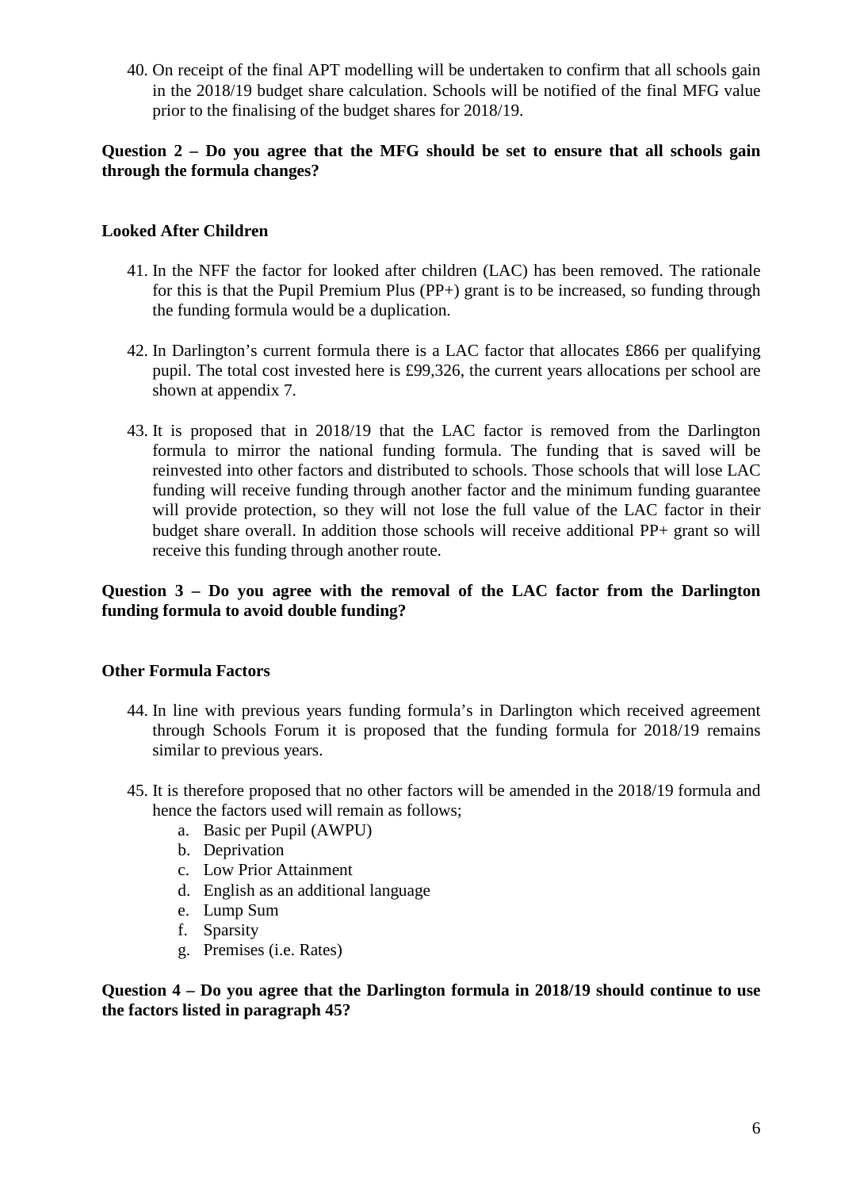40. On receipt of the final APT modelling will be undertaken to confirm that all schools gain in the 2018/19 budget share calculation. Schools will be notified of the final MFG value prior to the finalising of the budget shares for 2018/19.

**Question 2 – Do you agree that the MFG should be set to ensure that all schools gain through the formula changes?**

**Looked After Children**

41. In the NFF the factor for looked after children (LAC) has been removed. The rationale for this is that the Pupil Premium Plus (PP+) grant is to be increased, so funding through the funding formula would be a duplication.

42. In Darlington's current formula there is a LAC factor that allocates £866 per qualifying pupil. The total cost invested here is £99,326, the current years allocations per school are shown at appendix 7.

43. It is proposed that in 2018/19 that the LAC factor is removed from the Darlington formula to mirror the national funding formula. The funding that is saved will be reinvested into other factors and distributed to schools. Those schools that will lose LAC funding will receive funding through another factor and the minimum funding guarantee will provide protection, so they will not lose the full value of the LAC factor in their budget share overall. In addition those schools will receive additional PP+ grant so will receive this funding through another route.

**Question 3 – Do you agree with the removal of the LAC factor from the Darlington funding formula to avoid double funding?**

**Other Formula Factors**

44. In line with previous years funding formula's in Darlington which received agreement through Schools Forum it is proposed that the funding formula for 2018/19 remains similar to previous years.

45. It is therefore proposed that no other factors will be amended in the 2018/19 formula and hence the factors used will remain as follows;
    a. Basic per Pupil (AWPU)
    b. Deprivation
    c. Low Prior Attainment
    d. English as an additional language
    e. Lump Sum
    f. Sparsity
    g. Premises (i.e. Rates)

**Question 4 – Do you agree that the Darlington formula in 2018/19 should continue to use the factors listed in paragraph 45?**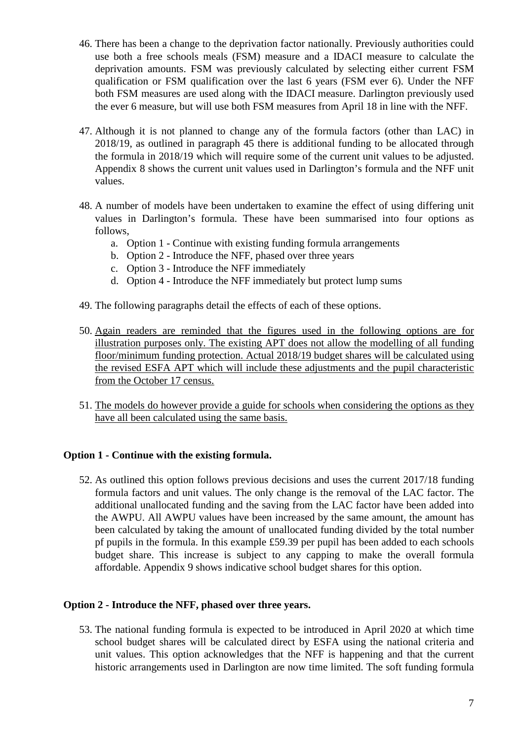46. There has been a change to the deprivation factor nationally. Previously authorities could use both a free schools meals (FSM) measure and a IDACI measure to calculate the deprivation amounts. FSM was previously calculated by selecting either current FSM qualification or FSM qualification over the last 6 years (FSM ever 6). Under the NFF both FSM measures are used along with the IDACI measure. Darlington previously used the ever 6 measure, but will use both FSM measures from April 18 in line with the NFF.

47. Although it is not planned to change any of the formula factors (other than LAC) in 2018/19, as outlined in paragraph 45 there is additional funding to be allocated through the formula in 2018/19 which will require some of the current unit values to be adjusted. Appendix 8 shows the current unit values used in Darlington's formula and the NFF unit values.

48. A number of models have been undertaken to examine the effect of using differing unit values in Darlington's formula. These have been summarised into four options as follows,
    a. Option 1 - Continue with existing funding formula arrangements
    b. Option 2 - Introduce the NFF, phased over three years
    c. Option 3 - Introduce the NFF immediately
    d. Option 4 - Introduce the NFF immediately but protect lump sums

49. The following paragraphs detail the effects of each of these options.

50. <u>Again readers are reminded that the figures used in the following options are for illustration purposes only. The existing APT does not allow the modelling of all funding floor/minimum funding protection. Actual 2018/19 budget shares will be calculated using the revised ESFA APT which will include these adjustments and the pupil characteristic from the October 17 census.</u>

51. <u>The models do however provide a guide for schools when considering the options as they have all been calculated using the same basis.</u>

**Option 1 - Continue with the existing formula.**

52. As outlined this option follows previous decisions and uses the current 2017/18 funding formula factors and unit values. The only change is the removal of the LAC factor. The additional unallocated funding and the saving from the LAC factor have been added into the AWPU. All AWPU values have been increased by the same amount, the amount has been calculated by taking the amount of unallocated funding divided by the total number pf pupils in the formula. In this example £59.39 per pupil has been added to each schools budget share. This increase is subject to any capping to make the overall formula affordable. Appendix 9 shows indicative school budget shares for this option.

**Option 2 - Introduce the NFF, phased over three years.**

53. The national funding formula is expected to be introduced in April 2020 at which time school budget shares will be calculated direct by ESFA using the national criteria and unit values. This option acknowledges that the NFF is happening and that the current historic arrangements used in Darlington are now time limited. The soft funding formula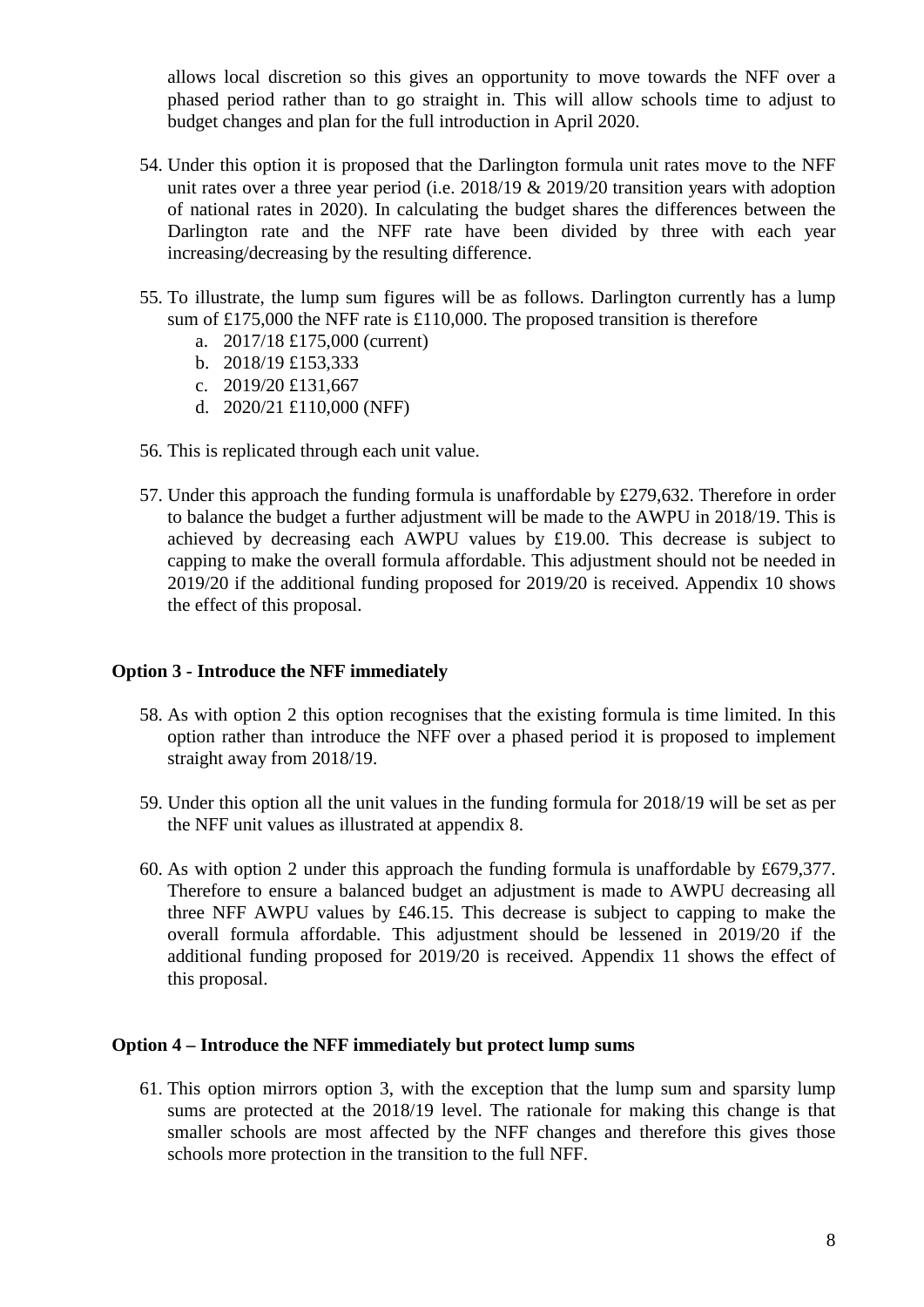allows local discretion so this gives an opportunity to move towards the NFF over a phased period rather than to go straight in. This will allow schools time to adjust to budget changes and plan for the full introduction in April 2020.

54. Under this option it is proposed that the Darlington formula unit rates move to the NFF unit rates over a three year period (i.e. 2018/19 & 2019/20 transition years with adoption of national rates in 2020). In calculating the budget shares the differences between the Darlington rate and the NFF rate have been divided by three with each year increasing/decreasing by the resulting difference.

55. To illustrate, the lump sum figures will be as follows. Darlington currently has a lump sum of £175,000 the NFF rate is £110,000. The proposed transition is therefore
    a. 2017/18 £175,000 (current)
    b. 2018/19 £153,333
    c. 2019/20 £131,667
    d. 2020/21 £110,000 (NFF)

56. This is replicated through each unit value.

57. Under this approach the funding formula is unaffordable by £279,632. Therefore in order to balance the budget a further adjustment will be made to the AWPU in 2018/19. This is achieved by decreasing each AWPU values by £19.00. This decrease is subject to capping to make the overall formula affordable. This adjustment should not be needed in 2019/20 if the additional funding proposed for 2019/20 is received. Appendix 10 shows the effect of this proposal.

**Option 3 - Introduce the NFF immediately**

58. As with option 2 this option recognises that the existing formula is time limited. In this option rather than introduce the NFF over a phased period it is proposed to implement straight away from 2018/19.

59. Under this option all the unit values in the funding formula for 2018/19 will be set as per the NFF unit values as illustrated at appendix 8.

60. As with option 2 under this approach the funding formula is unaffordable by £679,377. Therefore to ensure a balanced budget an adjustment is made to AWPU decreasing all three NFF AWPU values by £46.15. This decrease is subject to capping to make the overall formula affordable. This adjustment should be lessened in 2019/20 if the additional funding proposed for 2019/20 is received. Appendix 11 shows the effect of this proposal.

**Option 4 – Introduce the NFF immediately but protect lump sums**

61. This option mirrors option 3, with the exception that the lump sum and sparsity lump sums are protected at the 2018/19 level. The rationale for making this change is that smaller schools are most affected by the NFF changes and therefore this gives those schools more protection in the transition to the full NFF.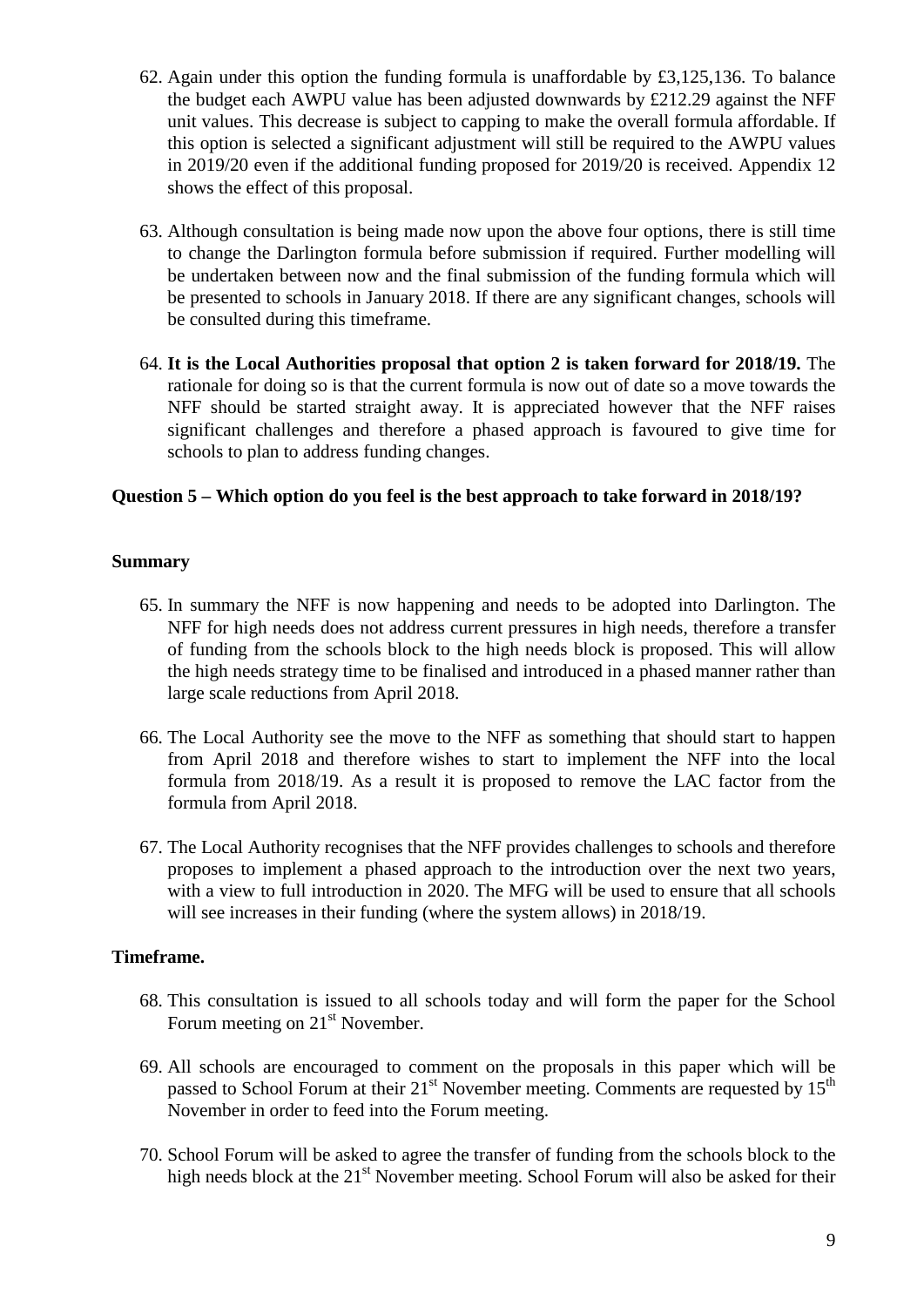62. Again under this option the funding formula is unaffordable by £3,125,136. To balance the budget each AWPU value has been adjusted downwards by £212.29 against the NFF unit values. This decrease is subject to capping to make the overall formula affordable. If this option is selected a significant adjustment will still be required to the AWPU values in 2019/20 even if the additional funding proposed for 2019/20 is received. Appendix 12 shows the effect of this proposal.

63. Although consultation is being made now upon the above four options, there is still time to change the Darlington formula before submission if required. Further modelling will be undertaken between now and the final submission of the funding formula which will be presented to schools in January 2018. If there are any significant changes, schools will be consulted during this timeframe.

64. **It is the Local Authorities proposal that option 2 is taken forward for 2018/19.** The rationale for doing so is that the current formula is now out of date so a move towards the NFF should be started straight away. It is appreciated however that the NFF raises significant challenges and therefore a phased approach is favoured to give time for schools to plan to address funding changes.

**Question 5 – Which option do you feel is the best approach to take forward in 2018/19?**

**Summary**

65. In summary the NFF is now happening and needs to be adopted into Darlington. The NFF for high needs does not address current pressures in high needs, therefore a transfer of funding from the schools block to the high needs block is proposed. This will allow the high needs strategy time to be finalised and introduced in a phased manner rather than large scale reductions from April 2018.

66. The Local Authority see the move to the NFF as something that should start to happen from April 2018 and therefore wishes to start to implement the NFF into the local formula from 2018/19. As a result it is proposed to remove the LAC factor from the formula from April 2018.

67. The Local Authority recognises that the NFF provides challenges to schools and therefore proposes to implement a phased approach to the introduction over the next two years, with a view to full introduction in 2020. The MFG will be used to ensure that all schools will see increases in their funding (where the system allows) in 2018/19.

**Timeframe.**

68. This consultation is issued to all schools today and will form the paper for the School Forum meeting on 21st November.

69. All schools are encouraged to comment on the proposals in this paper which will be passed to School Forum at their 21st November meeting. Comments are requested by 15th November in order to feed into the Forum meeting.

70. School Forum will be asked to agree the transfer of funding from the schools block to the high needs block at the 21st November meeting. School Forum will also be asked for their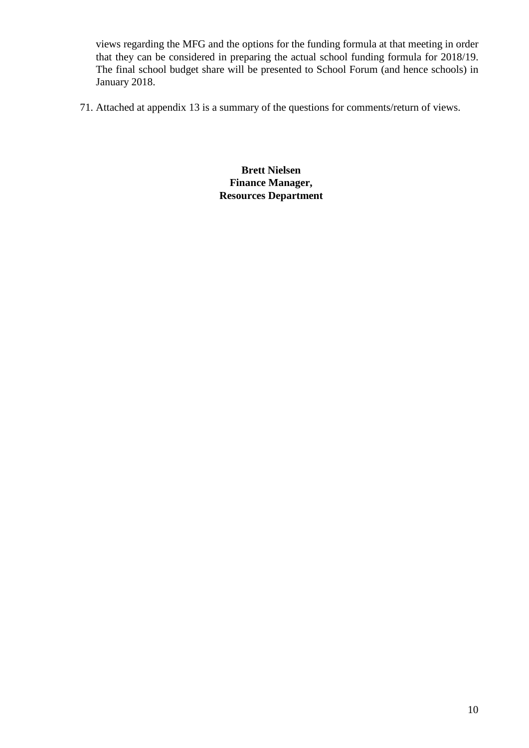views regarding the MFG and the options for the funding formula at that meeting in order that they can be considered in preparing the actual school funding formula for 2018/19. The final school budget share will be presented to School Forum (and hence schools) in January 2018.

71. Attached at appendix 13 is a summary of the questions for comments/return of views.

**Brett Nielsen**
**Finance Manager,**
**Resources Department**